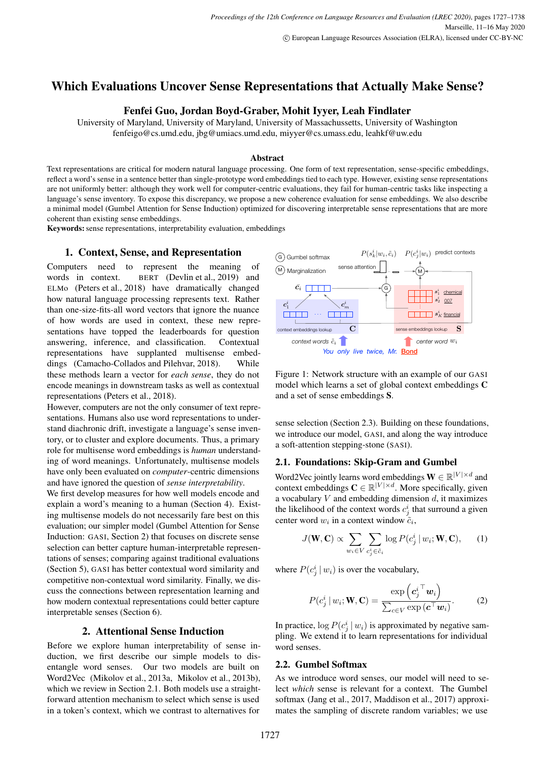# Which Evaluations Uncover Sense Representations that Actually Make Sense?

**Fenfei Guo, Jordan Boyd-Graber, Mohit Iyyer, Leah Findlater**

University of Maryland, University of Maryland, University of Massachussetts, University of Washington

fenfeigo@cs.umd.edu, jbg@umiacs.umd.edu, miyyer@cs.umass.edu, leahkf@uw.edu

## Abstract

Text representations are critical for modern natural language processing. One form of text representation, sense-specific embeddings, reflect a word's sense in a sentence better than single-prototype word embeddings tied to each type. However, existing sense representations are not uniformly better: although they work well for computer-centric evaluations, they fail for human-centric tasks like inspecting a language's sense inventory. To expose this discrepancy, we propose a new coherence evaluation for sense embeddings. We also describe a minimal model (Gumbel Attention for Sense Induction) optimized for discovering interpretable sense representations that are more coherent than existing sense embeddings.

**Keywords:** sense representations, interpretability evaluation, embeddings

## 1. Context, Sense, and Representation

Computers need to represent the meaning of words in context. BERT (Devlin et al., 2019) and ELMo (Peters et al., 2018) have dramatically changed how natural language processing represents text. Rather than one-size-fits-all word vectors that ignore the nuance of how words are used in context, these new representations have topped the leaderboards for question answering, inference, and classification. Contextual representations have supplanted multisense embeddings (Camacho-Collados and Pilehvar, 2018). While these methods learn a vector for *each sense*, they do not encode meanings in downstream tasks as well as contextual representations (Peters et al., 2018).

However, computers are not the only consumer of text representations. Humans also use word representations to understand diachronic drift, investigate a language's sense inventory, or to cluster and explore documents. Thus, a primary role for multisense word embeddings is *human* understanding of word meanings. Unfortunately, multisense models have only been evaluated on *computer*-centric dimensions and have ignored the question of *sense interpretability*.

We first develop measures for how well models encode and explain a word's meaning to a human (Section 4). Existing multisense models do not necessarily fare best on this evaluation; our simpler model (Gumbel Attention for Sense Induction: GASI, Section 2) that focuses on discrete sense selection can better capture human-interpretable representations of senses; comparing against traditional evaluations (Section 5), GASI has better contextual word similarity and competitive non-contextual word similarity. Finally, we discuss the connections between representation learning and how modern contextual representations could better capture interpretable senses (Section 6).

## 2. Attentional Sense Induction

Before we explore human interpretability of sense induction, we first describe our simple models to disentangle word senses. Our two models are built on Word2Vec (Mikolov et al., 2013a, Mikolov et al., 2013b), which we review in Section 2.1. Both models use a straightforward attention mechanism to select which sense is used in a token's context, which we contrast to alternatives for sense selection (Section 2.3). Building on these foundations, we introduce our model, GASI, and along the way introduce a soft-attention stepping-stone (SASI).

Figure 1: Network structure with an example of our GASI model which learns a set of global context embeddings $\mathbf{C}$ and a set of sense embeddings $\mathbf{S}$.

### 2.1. Foundations: Skip-Gram and Gumbel

Word2Vec jointly learns word embeddings $\mathbf{W} \in \mathbb{R}^{|V| \times d}$ and context embeddings $\mathbf{C} \in \mathbb{R}^{|V| \times d}$. More specifically, given a vocabulary $V$ and embedding dimension $d$, it maximizes the likelihood of the context words $c^i_j$ that surround a given center word $w_i$ in a context window $\tilde{c}_i$,

$$J(\mathbf{W}, \mathbf{C}) \propto \sum_{w_i \in V} \sum_{c^i_j \in \tilde{c}_i} \log P(c^i_j \mid w_i; \mathbf{W}, \mathbf{C}), \tag{1}$$

where $P(c^i_j \mid w_i)$ is over the vocabulary,

$$P(c^i_j \mid w_i; \mathbf{W}, \mathbf{C}) = \frac{\exp\left({\boldsymbol{c}^i_j}^\top \boldsymbol{w}_i\right)}{\sum_{c \in V} \exp\left(\boldsymbol{c}^\top \boldsymbol{w}_i\right)}. \tag{2}$$

In practice, $\log P(c^i_j \mid w_i)$ is approximated by negative sampling. We extend it to learn representations for individual word senses.

### 2.2. Gumbel Softmax

As we introduce word senses, our model will need to select *which* sense is relevant for a context. The Gumbel softmax (Jang et al., 2017, Maddison et al., 2017) approximates the sampling of discrete random variables; we use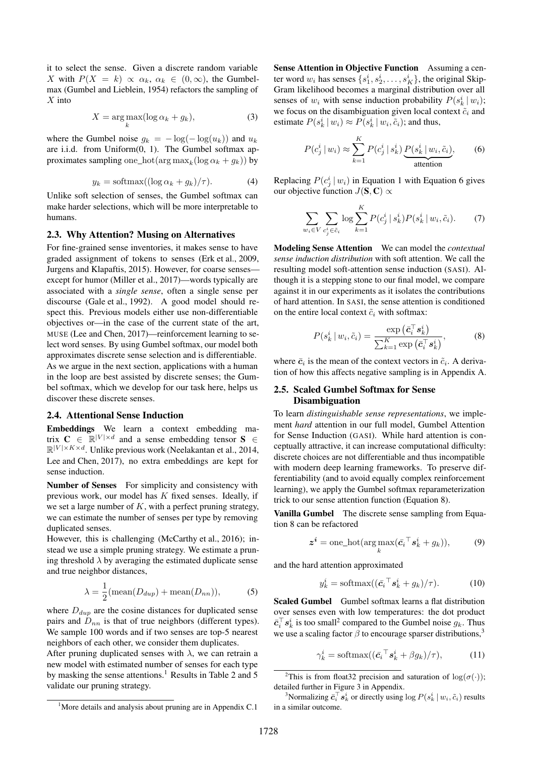it to select the sense. Given a discrete random variable $X$ with $P(X = k) \propto \alpha_k$, $\alpha_k \in (0, \infty)$, the Gumbel-max (Gumbel and Lieblein, 1954) refactors the sampling of $X$ into

$$X = \arg\max_k (\log \alpha_k + g_k), \tag{3}$$

where the Gumbel noise $g_k = -\log(-\log(u_k))$ and $u_k$ are i.i.d. from Uniform(0, 1). The Gumbel softmax approximates sampling $\text{one\_hot}(\arg\max_k(\log \alpha_k + g_k))$ by

$$y_k = \text{softmax}((\log \alpha_k + g_k)/\tau). \tag{4}$$

Unlike soft selection of senses, the Gumbel softmax can make harder selections, which will be more interpretable to humans.

### 2.3. Why Attention? Musing on Alternatives

For fine-grained sense inventories, it makes sense to have graded assignment of tokens to senses (Erk et al., 2009, Jurgens and Klapaftis, 2015). However, for coarse senses—except for humor (Miller et al., 2017)—words typically are associated with a *single sense*, often a single sense per discourse (Gale et al., 1992). A good model should respect this. Previous models either use non-differentiable objectives or—in the case of the current state of the art, MUSE (Lee and Chen, 2017)—reinforcement learning to select word senses. By using Gumbel softmax, our model both approximates discrete sense selection and is differentiable. As we argue in the next section, applications with a human in the loop are best assisted by discrete senses; the Gumbel softmax, which we develop for our task here, helps us discover these discrete senses.

### 2.4. Attentional Sense Induction

**Embeddings** We learn a context embedding matrix $\mathbf{C} \in \mathbb{R}^{|V| \times d}$ and a sense embedding tensor $\mathbf{S} \in \mathbb{R}^{|V| \times K \times d}$. Unlike previous work (Neelakantan et al., 2014, Lee and Chen, 2017), no extra embeddings are kept for sense induction.

**Number of Senses** For simplicity and consistency with previous work, our model has $K$ fixed senses. Ideally, if we set a large number of $K$, with a perfect pruning strategy, we can estimate the number of senses per type by removing duplicated senses.

However, this is challenging (McCarthy et al., 2016); instead we use a simple pruning strategy. We estimate a pruning threshold $\lambda$ by averaging the estimated duplicate sense and true neighbor distances,

$$\lambda = \frac{1}{2}(\text{mean}(D_{dup}) + \text{mean}(D_{nn})), \tag{5}$$

where $D_{dup}$ are the cosine distances for duplicated sense pairs and $D_{nn}$ is that of true neighbors (different types). We sample 100 words and if two senses are top-5 nearest neighbors of each other, we consider them duplicates.

After pruning duplicated senses with $\lambda$, we can retrain a new model with estimated number of senses for each type by masking the sense attentions.[1] Results in Table 2 and 5 validate our pruning strategy.

**Sense Attention in Objective Function** Assuming a center word $w_i$ has senses $\{s_1^i, s_2^i, \ldots, s_K^i\}$, the original Skip-Gram likelihood becomes a marginal distribution over all senses of $w_i$ with sense induction probability $P(s_k^i \mid w_i)$; we focus on the disambiguation given local context $\tilde{c}_i$ and estimate $P(s_k^i \mid w_i) \approx P(s_k^i \mid w_i, \tilde{c}_i)$; and thus,

$$P(c_j^i \mid w_i) \approx \sum_{k=1}^{K} P(c_j^i \mid s_k^i) \underbrace{P(s_k^i \mid w_i, \tilde{c}_i)}_{\text{attention}}, \tag{6}$$

Replacing $P(c_j^i \mid w_i)$ in Equation 1 with Equation 6 gives our objective function $J(\mathbf{S}, \mathbf{C}) \propto$

$$\sum_{w_i \in V} \sum_{c_j^i \in \tilde{c}_i} \log \sum_{k=1}^{K} P(c_j^i \mid s_k^i) P(s_k^i \mid w_i, \tilde{c}_i). \tag{7}$$

**Modeling Sense Attention** We can model the *contextual sense induction distribution* with soft attention. We call the resulting model soft-attention sense induction (SASI). Although it is a stepping stone to our final model, we compare against it in our experiments as it isolates the contributions of hard attention. In SASI, the sense attention is conditioned on the entire local context $\tilde{c}_i$ with softmax:

$$P(s_k^i \mid w_i, \tilde{c}_i) = \frac{\exp\left(\bar{\boldsymbol{c}}_i^\top \boldsymbol{s}_k^i\right)}{\sum_{k=1}^{K} \exp\left(\bar{\boldsymbol{c}}_i^\top \boldsymbol{s}_k^i\right)}, \tag{8}$$

where $\bar{\boldsymbol{c}}_i$ is the mean of the context vectors in $\tilde{c}_i$. A derivation of how this affects negative sampling is in Appendix A.

### 2.5. Scaled Gumbel Softmax for Sense Disambiguation

To learn *distinguishable sense representations*, we implement *hard* attention in our full model, Gumbel Attention for Sense Induction (GASI). While hard attention is conceptually attractive, it can increase computational difficulty: discrete choices are not differentiable and thus incompatible with modern deep learning frameworks. To preserve differentiability (and to avoid equally complex reinforcement learning), we apply the Gumbel softmax reparameterization trick to our sense attention function (Equation 8).

**Vanilla Gumbel** The discrete sense sampling from Equation 8 can be refactored

$$\boldsymbol{z^i} = \text{one\_hot}(\arg\max_k (\bar{\boldsymbol{c}}_i{}^\top \boldsymbol{s}_k^i + g_k)), \tag{9}$$

and the hard attention approximated

$$y_k^i = \text{softmax}((\bar{\boldsymbol{c}}_i{}^\top \boldsymbol{s}_k^i + g_k)/\tau). \tag{10}$$

**Scaled Gumbel** Gumbel softmax learns a flat distribution over senses even with low temperatures: the dot product $\bar{\boldsymbol{c}}_i^\top \boldsymbol{s}_k^i$ is too small[2] compared to the Gumbel noise $g_k$. Thus we use a scaling factor $\beta$ to encourage sparser distributions,[3]

$$\gamma_k^i = \text{softmax}((\bar{\boldsymbol{c}}_i{}^\top \boldsymbol{s}_k^i + \beta g_k)/\tau), \tag{11}$$

---

[1] More details and analysis about pruning are in Appendix C.1

[2] This is from float32 precision and saturation of $\log(\sigma(\cdot))$; detailed further in Figure 3 in Appendix.

[3] Normalizing $\bar{\boldsymbol{c}}_i^\top \boldsymbol{s}_k^i$ or directly using $\log P(s_k^i \mid w_i, \tilde{c}_i)$ results in a similar outcome.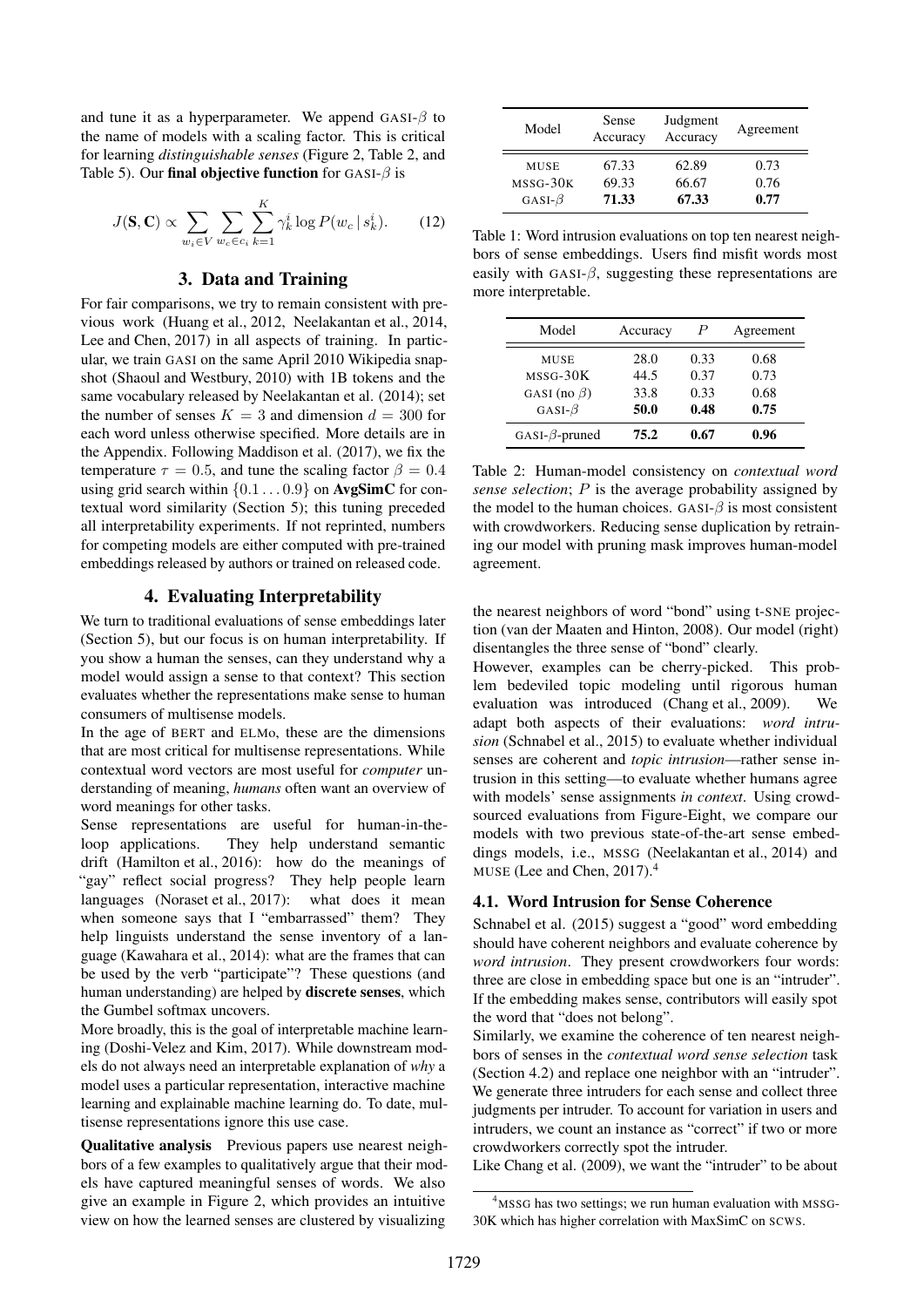and tune it as a hyperparameter. We append GASI-$\beta$ to the name of models with a scaling factor. This is critical for learning *distinguishable senses* (Figure 2, Table 2, and Table 5). Our **final objective function** for GASI-$\beta$ is

$$J(\mathbf{S}, \mathbf{C}) \propto \sum_{w_i \in V} \sum_{w_c \in c_i} \sum_{k=1}^{K} \gamma_k^i \log P(w_c \mid s_k^i). \quad (12)$$

## 3. Data and Training

For fair comparisons, we try to remain consistent with previous work (Huang et al., 2012, Neelakantan et al., 2014, Lee and Chen, 2017) in all aspects of training. In particular, we train GASI on the same April 2010 Wikipedia snapshot (Shaoul and Westbury, 2010) with 1B tokens and the same vocabulary released by Neelakantan et al. (2014); set the number of senses $K = 3$ and dimension $d = 300$ for each word unless otherwise specified. More details are in the Appendix. Following Maddison et al. (2017), we fix the temperature $\tau = 0.5$, and tune the scaling factor $\beta = 0.4$ using grid search within $\{0.1 \ldots 0.9\}$ on **AvgSimC** for contextual word similarity (Section 5); this tuning preceded all interpretability experiments. If not reprinted, numbers for competing models are either computed with pre-trained embeddings released by authors or trained on released code.

## 4. Evaluating Interpretability

We turn to traditional evaluations of sense embeddings later (Section 5), but our focus is on human interpretability. If you show a human the senses, can they understand why a model would assign a sense to that context? This section evaluates whether the representations make sense to human consumers of multisense models.

In the age of BERT and ELMo, these are the dimensions that are most critical for multisense representations. While contextual word vectors are most useful for *computer* understanding of meaning, *humans* often want an overview of word meanings for other tasks.

Sense representations are useful for human-in-the-loop applications. They help understand semantic drift (Hamilton et al., 2016): how do the meanings of "gay" reflect social progress? They help people learn languages (Noraset et al., 2017): what does it mean when someone says that I "embarrassed" them? They help linguists understand the sense inventory of a language (Kawahara et al., 2014): what are the frames that can be used by the verb "participate"? These questions (and human understanding) are helped by **discrete senses**, which the Gumbel softmax uncovers.

More broadly, this is the goal of interpretable machine learning (Doshi-Velez and Kim, 2017). While downstream models do not always need an interpretable explanation of *why* a model uses a particular representation, interactive machine learning and explainable machine learning do. To date, multisense representations ignore this use case.

**Qualitative analysis** Previous papers use nearest neighbors of a few examples to qualitatively argue that their models have captured meaningful senses of words. We also give an example in Figure 2, which provides an intuitive view on how the learned senses are clustered by visualizing the nearest neighbors of word "bond" using t-SNE projection (van der Maaten and Hinton, 2008). Our model (right) disentangles the three sense of "bond" clearly.

However, examples can be cherry-picked. This problem bedeviled topic modeling until rigorous human evaluation was introduced (Chang et al., 2009). We adapt both aspects of their evaluations: *word intrusion* (Schnabel et al., 2015) to evaluate whether individual senses are coherent and *topic intrusion*—rather sense intrusion in this setting—to evaluate whether humans agree with models' sense assignments *in context*. Using crowdsourced evaluations from Figure-Eight, we compare our models with two previous state-of-the-art sense embeddings models, i.e., MSSG (Neelakantan et al., 2014) and MUSE (Lee and Chen, 2017).[4]

| Model | Sense Accuracy | Judgment Accuracy | Agreement |
|---|---|---|---|
| MUSE | 67.33 | 62.89 | 0.73 |
| MSSG-30K | 69.33 | 66.67 | 0.76 |
| GASI-$\beta$ | **71.33** | **67.33** | **0.77** |

Table 1: Word intrusion evaluations on top ten nearest neighbors of sense embeddings. Users find misfit words most easily with GASI-$\beta$, suggesting these representations are more interpretable.

| Model | Accuracy | $P$ | Agreement |
|---|---|---|---|
| MUSE | 28.0 | 0.33 | 0.68 |
| MSSG-30K | 44.5 | 0.37 | 0.73 |
| GASI (no $\beta$) | 33.8 | 0.33 | 0.68 |
| GASI-$\beta$ | **50.0** | **0.48** | **0.75** |
| GASI-$\beta$-pruned | **75.2** | **0.67** | **0.96** |

Table 2: Human-model consistency on *contextual word sense selection*; $P$ is the average probability assigned by the model to the human choices. GASI-$\beta$ is most consistent with crowdworkers. Reducing sense duplication by retraining our model with pruning mask improves human-model agreement.

### 4.1. Word Intrusion for Sense Coherence

Schnabel et al. (2015) suggest a "good" word embedding should have coherent neighbors and evaluate coherence by *word intrusion*. They present crowdworkers four words: three are close in embedding space but one is an "intruder". If the embedding makes sense, contributors will easily spot the word that "does not belong".

Similarly, we examine the coherence of ten nearest neighbors of senses in the *contextual word sense selection* task (Section 4.2) and replace one neighbor with an "intruder". We generate three intruders for each sense and collect three judgments per intruder. To account for variation in users and intruders, we count an instance as "correct" if two or more crowdworkers correctly spot the intruder.

Like Chang et al. (2009), we want the "intruder" to be about

[4] MSSG has two settings; we run human evaluation with MSSG-30K which has higher correlation with MaxSimC on SCWS.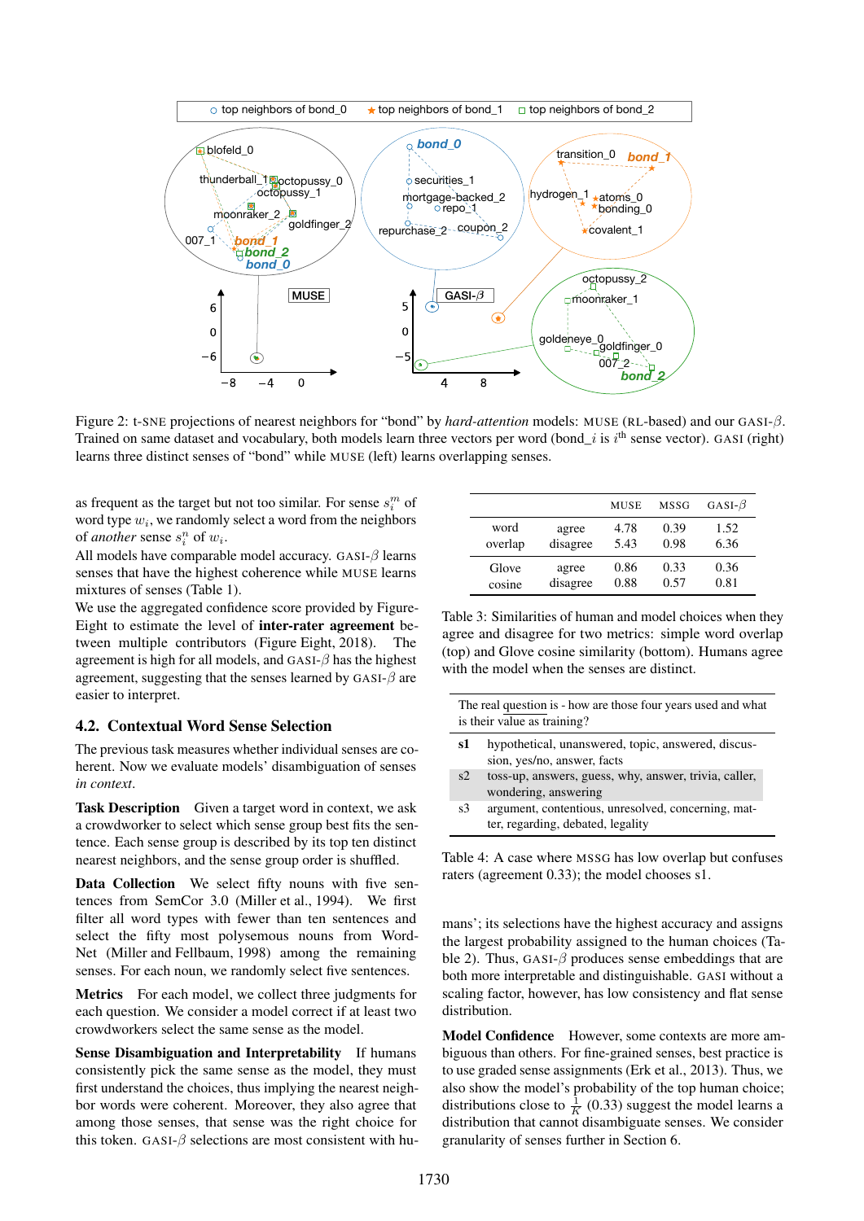Figure 2: t-SNE projections of nearest neighbors for "bond" by *hard-attention* models: MUSE (RL-based) and our GASI-$\beta$. Trained on same dataset and vocabulary, both models learn three vectors per word (bond_$i$ is $i^{\text{th}}$ sense vector). GASI (right) learns three distinct senses of "bond" while MUSE (left) learns overlapping senses.

as frequent as the target but not too similar. For sense $s_i^m$ of word type $w_i$, we randomly select a word from the neighbors of *another* sense $s_i^n$ of $w_i$.

All models have comparable model accuracy. GASI-$\beta$ learns senses that have the highest coherence while MUSE learns mixtures of senses (Table 1).

We use the aggregated confidence score provided by Figure-Eight to estimate the level of **inter-rater agreement** between multiple contributors (Figure Eight, 2018). The agreement is high for all models, and GASI-$\beta$ has the highest agreement, suggesting that the senses learned by GASI-$\beta$ are easier to interpret.

## 4.2. Contextual Word Sense Selection

The previous task measures whether individual senses are coherent. Now we evaluate models' disambiguation of senses *in context*.

**Task Description** Given a target word in context, we ask a crowdworker to select which sense group best fits the sentence. Each sense group is described by its top ten distinct nearest neighbors, and the sense group order is shuffled.

**Data Collection** We select fifty nouns with five sentences from SemCor 3.0 (Miller et al., 1994). We first filter all word types with fewer than ten sentences and select the fifty most polysemous nouns from WordNet (Miller and Fellbaum, 1998) among the remaining senses. For each noun, we randomly select five sentences.

**Metrics** For each model, we collect three judgments for each question. We consider a model correct if at least two crowdworkers select the same sense as the model.

**Sense Disambiguation and Interpretability** If humans consistently pick the same sense as the model, they must first understand the choices, thus implying the nearest neighbor words were coherent. Moreover, they also agree that among those senses, that sense was the right choice for this token. GASI-$\beta$ selections are most consistent with humans'; its selections have the highest accuracy and assigns the largest probability assigned to the human choices (Table 2). Thus, GASI-$\beta$ produces sense embeddings that are both more interpretable and distinguishable. GASI without a scaling factor, however, has low consistency and flat sense distribution.

| | | MUSE | MSSG | GASI-$\beta$ |
|---|---|---|---|---|
| word overlap | agree | 4.78 | 0.39 | 1.52 |
| | disagree | 5.43 | 0.98 | 6.36 |
| Glove cosine | agree | 0.86 | 0.33 | 0.36 |
| | disagree | 0.88 | 0.57 | 0.81 |

Table 3: Similarities of human and model choices when they agree and disagree for two metrics: simple word overlap (top) and Glove cosine similarity (bottom). Humans agree with the model when the senses are distinct.

| The real question is - how are those four years used and what is their value as training? | |
|---|---|
| **s1** | hypothetical, unanswered, topic, answered, discussion, yes/no, answer, facts |
| s2 | toss-up, answers, guess, why, answer, trivia, caller, wondering, answering |
| s3 | argument, contentious, unresolved, concerning, matter, regarding, debated, legality |

Table 4: A case where MSSG has low overlap but confuses raters (agreement 0.33); the model chooses s1.

**Model Confidence** However, some contexts are more ambiguous than others. For fine-grained senses, best practice is to use graded sense assignments (Erk et al., 2013). Thus, we also show the model's probability of the top human choice; distributions close to $\frac{1}{K}$ (0.33) suggest the model learns a distribution that cannot disambiguate senses. We consider granularity of senses further in Section 6.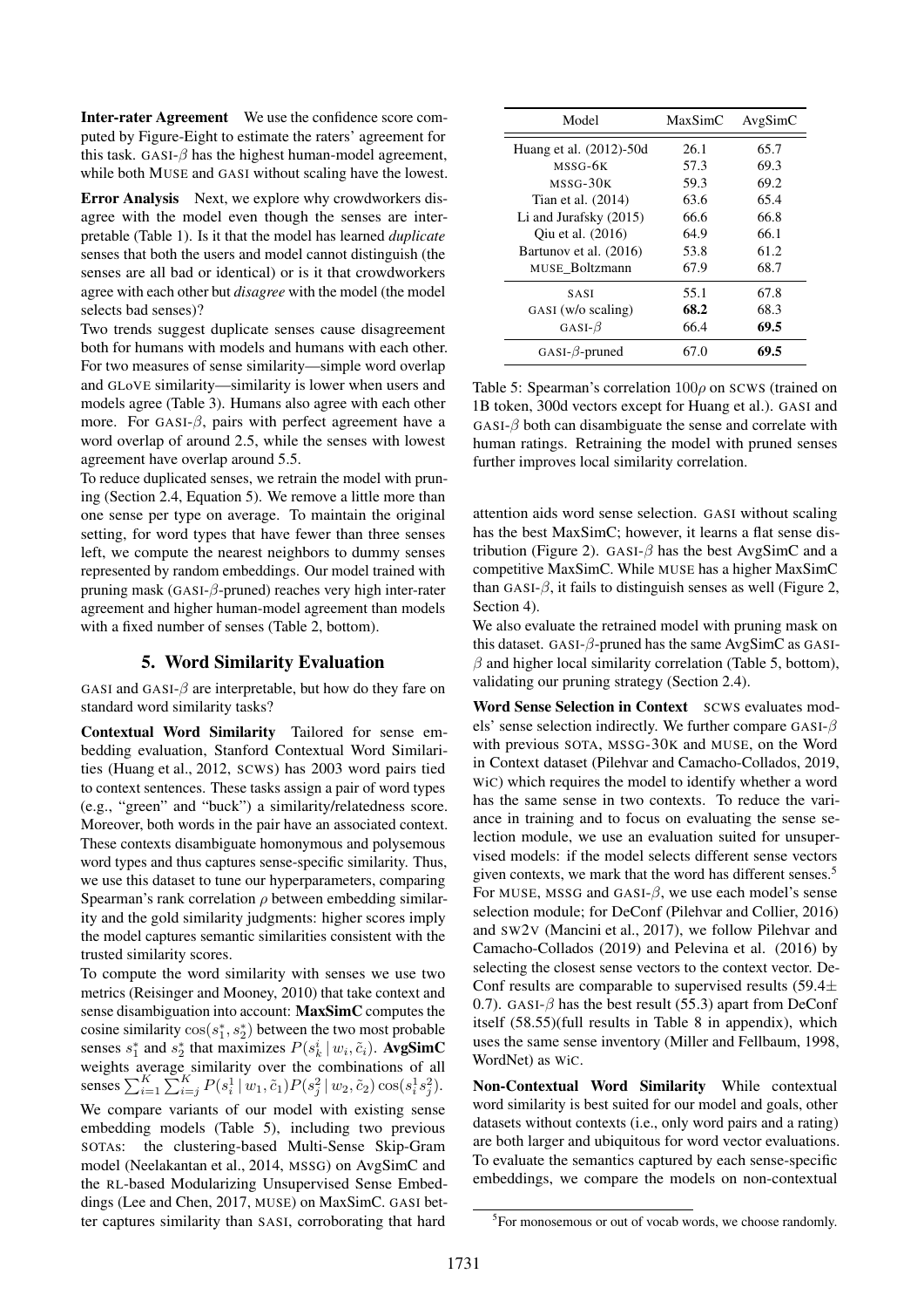**Inter-rater Agreement** We use the confidence score computed by Figure-Eight to estimate the raters' agreement for this task. GASI-$\beta$ has the highest human-model agreement, while both MUSE and GASI without scaling have the lowest.

**Error Analysis** Next, we explore why crowdworkers disagree with the model even though the senses are interpretable (Table 1). Is it that the model has learned *duplicate* senses that both the users and model cannot distinguish (the senses are all bad or identical) or is it that crowdworkers agree with each other but *disagree* with the model (the model selects bad senses)?

Two trends suggest duplicate senses cause disagreement both for humans with models and humans with each other. For two measures of sense similarity—simple word overlap and GLOVE similarity—similarity is lower when users and models agree (Table 3). Humans also agree with each other more. For GASI-$\beta$, pairs with perfect agreement have a word overlap of around 2.5, while the senses with lowest agreement have overlap around 5.5.

To reduce duplicated senses, we retrain the model with pruning (Section 2.4, Equation 5). We remove a little more than one sense per type on average. To maintain the original setting, for word types that have fewer than three senses left, we compute the nearest neighbors to dummy senses represented by random embeddings. Our model trained with pruning mask (GASI-$\beta$-pruned) reaches very high inter-rater agreement and higher human-model agreement than models with a fixed number of senses (Table 2, bottom).

## 5. Word Similarity Evaluation

GASI and GASI-$\beta$ are interpretable, but how do they fare on standard word similarity tasks?

**Contextual Word Similarity** Tailored for sense embedding evaluation, Stanford Contextual Word Similarities (Huang et al., 2012, SCWS) has 2003 word pairs tied to context sentences. These tasks assign a pair of word types (e.g., "green" and "buck") a similarity/relatedness score. Moreover, both words in the pair have an associated context. These contexts disambiguate homonymous and polysemous word types and thus captures sense-specific similarity. Thus, we use this dataset to tune our hyperparameters, comparing Spearman's rank correlation $\rho$ between embedding similarity and the gold similarity judgments: higher scores imply the model captures semantic similarities consistent with the trusted similarity scores.

To compute the word similarity with senses we use two metrics (Reisinger and Mooney, 2010) that take context and sense disambiguation into account: **MaxSimC** computes the cosine similarity $\cos(s_1^*, s_2^*)$ between the two most probable senses $s_1^*$ and $s_2^*$ that maximizes $P(s_k^i \mid w_i, \tilde{c}_i)$. **AvgSimC** weights average similarity over the combinations of all senses $\sum_{i=1}^{K} \sum_{i=j}^{K} P(s_i^1 \mid w_1, \tilde{c}_1) P(s_j^2 \mid w_2, \tilde{c}_2) \cos(s_i^1 s_j^2)$.

We compare variants of our model with existing sense embedding models (Table 5), including two previous SOTAs: the clustering-based Multi-Sense Skip-Gram model (Neelakantan et al., 2014, MSSG) on AvgSimC and the RL-based Modularizing Unsupervised Sense Embeddings (Lee and Chen, 2017, MUSE) on MaxSimC. GASI better captures similarity than SASI, corroborating that hard attention aids word sense selection. GASI without scaling has the best MaxSimC; however, it learns a flat sense distribution (Figure 2). GASI-$\beta$ has the best AvgSimC and a competitive MaxSimC. While MUSE has a higher MaxSimC than GASI-$\beta$, it fails to distinguish senses as well (Figure 2, Section 4).

| Model | MaxSimC | AvgSimC |
|---|---|---|
| Huang et al. (2012)-50d | 26.1 | 65.7 |
| MSSG-6K | 57.3 | 69.3 |
| MSSG-30K | 59.3 | 69.2 |
| Tian et al. (2014) | 63.6 | 65.4 |
| Li and Jurafsky (2015) | 66.6 | 66.8 |
| Qiu et al. (2016) | 64.9 | 66.1 |
| Bartunov et al. (2016) | 53.8 | 61.2 |
| MUSE_Boltzmann | 67.9 | 68.7 |
| SASI | 55.1 | 67.8 |
| GASI (w/o scaling) | **68.2** | 68.3 |
| GASI-$\beta$ | 66.4 | **69.5** |
| GASI-$\beta$-pruned | 67.0 | **69.5** |

Table 5: Spearman's correlation $100\rho$ on SCWS (trained on 1B token, 300d vectors except for Huang et al.). GASI and GASI-$\beta$ both can disambiguate the sense and correlate with human ratings. Retraining the model with pruned senses further improves local similarity correlation.

We also evaluate the retrained model with pruning mask on this dataset. GASI-$\beta$-pruned has the same AvgSimC as GASI-$\beta$ and higher local similarity correlation (Table 5, bottom), validating our pruning strategy (Section 2.4).

**Word Sense Selection in Context** SCWS evaluates models' sense selection indirectly. We further compare GASI-$\beta$ with previous SOTA, MSSG-30K and MUSE, on the Word in Context dataset (Pilehvar and Camacho-Collados, 2019, WiC) which requires the model to identify whether a word has the same sense in two contexts. To reduce the variance in training and to focus on evaluating the sense selection module, we use an evaluation suited for unsupervised models: if the model selects different sense vectors given contexts, we mark that the word has different senses.[5] For MUSE, MSSG and GASI-$\beta$, we use each model's sense selection module; for DeConf (Pilehvar and Collier, 2016) and SW2V (Mancini et al., 2017), we follow Pilehvar and Camacho-Collados (2019) and Pelevina et al. (2016) by selecting the closest sense vectors to the context vector. DeConf results are comparable to supervised results (59.4$\pm$ 0.7). GASI-$\beta$ has the best result (55.3) apart from DeConf itself (58.55)(full results in Table 8 in appendix), which uses the same sense inventory (Miller and Fellbaum, 1998, WordNet) as WiC.

**Non-Contextual Word Similarity** While contextual word similarity is best suited for our model and goals, other datasets without contexts (i.e., only word pairs and a rating) are both larger and ubiquitous for word vector evaluations. To evaluate the semantics captured by each sense-specific embeddings, we compare the models on non-contextual

[5] For monosemous or out of vocab words, we choose randomly.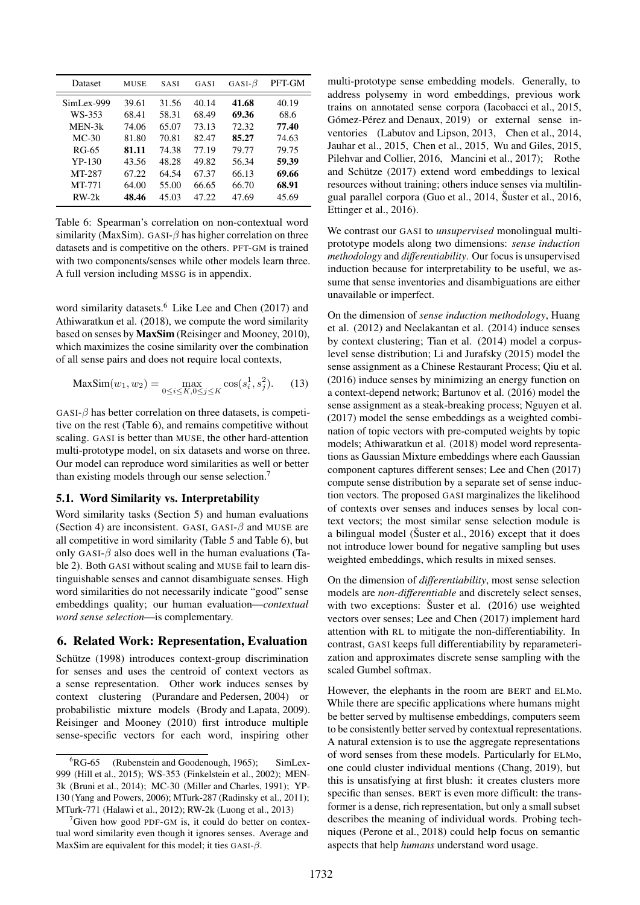| Dataset | MUSE | SASI | GASI | GASI-$\beta$ | PFT-GM |
|---|---|---|---|---|---|
| SimLex-999 | 39.61 | 31.56 | 40.14 | **41.68** | 40.19 |
| WS-353 | 68.41 | 58.31 | 68.49 | **69.36** | 68.6 |
| MEN-3k | 74.06 | 65.07 | 73.13 | 72.32 | **77.40** |
| MC-30 | 81.80 | 70.81 | 82.47 | **85.27** | 74.63 |
| RG-65 | **81.11** | 74.38 | 77.19 | 79.77 | 79.75 |
| YP-130 | 43.56 | 48.28 | 49.82 | 56.34 | **59.39** |
| MT-287 | 67.22 | 64.54 | 67.37 | 66.13 | **69.66** |
| MT-771 | 64.00 | 55.00 | 66.65 | 66.70 | **68.91** |
| RW-2k | **48.46** | 45.03 | 47.22 | 47.69 | 45.69 |

Table 6: Spearman's correlation on non-contextual word similarity (MaxSim). GASI-$\beta$ has higher correlation on three datasets and is competitive on the others. PFT-GM is trained with two components/senses while other models learn three. A full version including MSSG is in appendix.

word similarity datasets.[6] Like Lee and Chen (2017) and Athiwaratkun et al. (2018), we compute the word similarity based on senses by **MaxSim** (Reisinger and Mooney, 2010), which maximizes the cosine similarity over the combination of all sense pairs and does not require local contexts,

$$\text{MaxSim}(w_1, w_2) = \max_{0 \le i \le K, 0 \le j \le K} \cos(s_i^1, s_j^2). \quad (13)$$

GASI-$\beta$ has better correlation on three datasets, is competitive on the rest (Table 6), and remains competitive without scaling. GASI is better than MUSE, the other hard-attention multi-prototype model, on six datasets and worse on three. Our model can reproduce word similarities as well or better than existing models through our sense selection.[7]

### 5.1. Word Similarity vs. Interpretability

Word similarity tasks (Section 5) and human evaluations (Section 4) are inconsistent. GASI, GASI-$\beta$ and MUSE are all competitive in word similarity (Table 5 and Table 6), but only GASI-$\beta$ also does well in the human evaluations (Table 2). Both GASI without scaling and MUSE fail to learn distinguishable senses and cannot disambiguate senses. High word similarities do not necessarily indicate "good" sense embeddings quality; our human evaluation—*contextual word sense selection*—is complementary.

## 6. Related Work: Representation, Evaluation

Schütze (1998) introduces context-group discrimination for senses and uses the centroid of context vectors as a sense representation. Other work induces senses by context clustering (Purandare and Pedersen, 2004) or probabilistic mixture models (Brody and Lapata, 2009). Reisinger and Mooney (2010) first introduce multiple sense-specific vectors for each word, inspiring other multi-prototype sense embedding models. Generally, to address polysemy in word embeddings, previous work trains on annotated sense corpora (Iacobacci et al., 2015, Gómez-Pérez and Denaux, 2019) or external sense inventories (Labutov and Lipson, 2013, Chen et al., 2014, Jauhar et al., 2015, Chen et al., 2015, Wu and Giles, 2015, Pilehvar and Collier, 2016, Mancini et al., 2017); Rothe and Schütze (2017) extend word embeddings to lexical resources without training; others induce senses via multilingual parallel corpora (Guo et al., 2014, Šuster et al., 2016, Ettinger et al., 2016).

We contrast our GASI to *unsupervised* monolingual multi-prototype models along two dimensions: *sense induction methodology* and *differentiability*. Our focus is unsupervised induction because for interpretability to be useful, we assume that sense inventories and disambiguations are either unavailable or imperfect.

On the dimension of *sense induction methodology*, Huang et al. (2012) and Neelakantan et al. (2014) induce senses by context clustering; Tian et al. (2014) model a corpus-level sense distribution; Li and Jurafsky (2015) model the sense assignment as a Chinese Restaurant Process; Qiu et al. (2016) induce senses by minimizing an energy function on a context-depend network; Bartunov et al. (2016) model the sense assignment as a steak-breaking process; Nguyen et al. (2017) model the sense embeddings as a weighted combination of topic vectors with pre-computed weights by topic models; Athiwaratkun et al. (2018) model word representations as Gaussian Mixture embeddings where each Gaussian component captures different senses; Lee and Chen (2017) compute sense distribution by a separate set of sense induction vectors. The proposed GASI marginalizes the likelihood of contexts over senses and induces senses by local context vectors; the most similar sense selection module is a bilingual model (Šuster et al., 2016) except that it does not introduce lower bound for negative sampling but uses weighted embeddings, which results in mixed senses.

On the dimension of *differentiability*, most sense selection models are *non-differentiable* and discretely select senses, with two exceptions: Šuster et al. (2016) use weighted vectors over senses; Lee and Chen (2017) implement hard attention with RL to mitigate the non-differentiability. In contrast, GASI keeps full differentiability by reparameterization and approximates discrete sense sampling with the scaled Gumbel softmax.

However, the elephants in the room are BERT and ELMo. While there are specific applications where humans might be better served by multisense embeddings, computers seem to be consistently better served by contextual representations. A natural extension is to use the aggregate representations of word senses from these models. Particularly for ELMo, one could cluster individual mentions (Chang, 2019), but this is unsatisfying at first blush: it creates clusters more specific than senses. BERT is even more difficult: the transformer is a dense, rich representation, but only a small subset describes the meaning of individual words. Probing techniques (Perone et al., 2018) could help focus on semantic aspects that help *humans* understand word usage.

[6] RG-65 (Rubenstein and Goodenough, 1965); SimLex-999 (Hill et al., 2015); WS-353 (Finkelstein et al., 2002); MEN-3k (Bruni et al., 2014); MC-30 (Miller and Charles, 1991); YP-130 (Yang and Powers, 2006); MTurk-287 (Radinsky et al., 2011); MTurk-771 (Halawi et al., 2012); RW-2k (Luong et al., 2013)

[7] Given how good PDF-GM is, it could do better on contextual word similarity even though it ignores senses. Average and MaxSim are equivalent for this model; it ties GASI-$\beta$.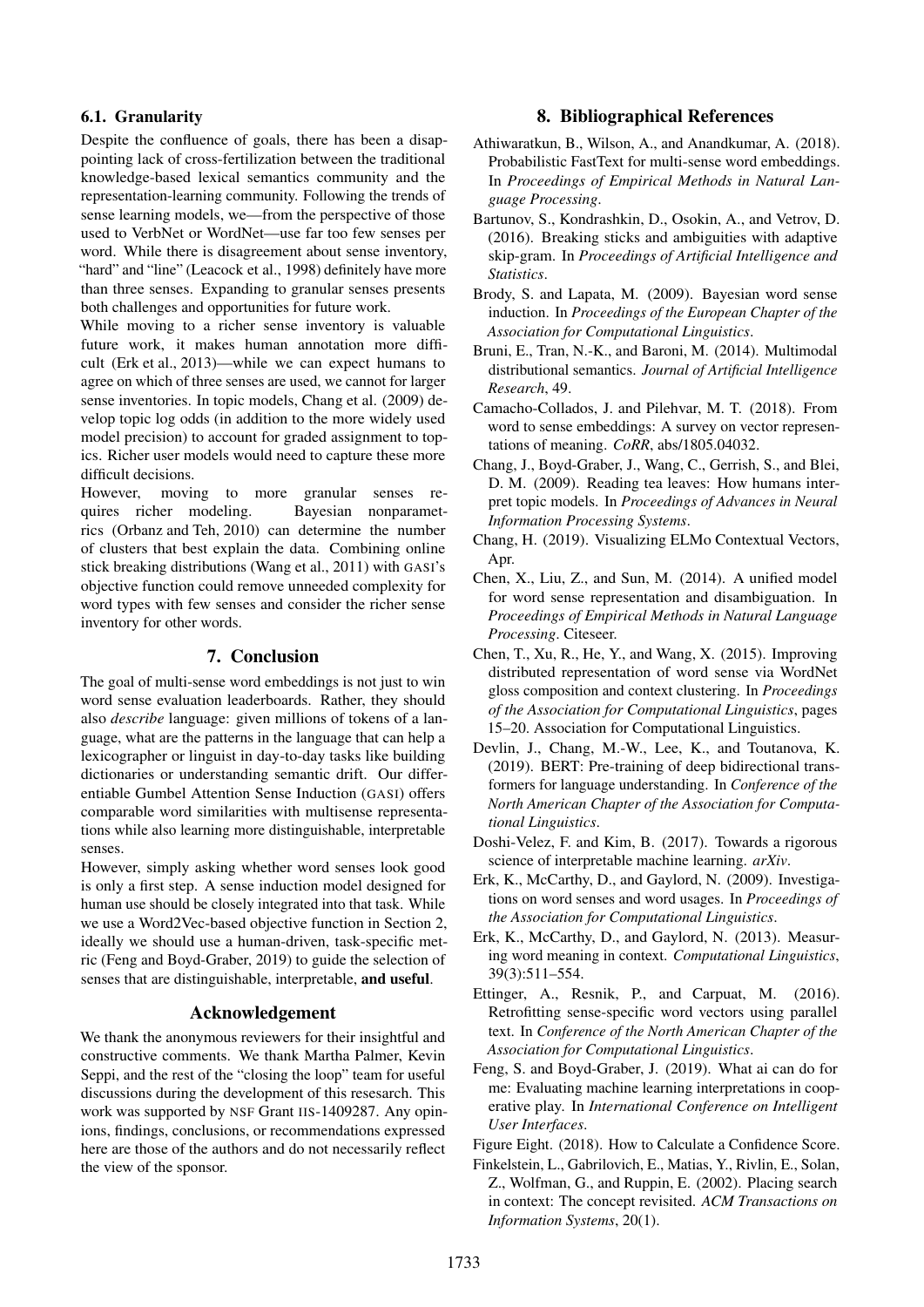### 6.1. Granularity

Despite the confluence of goals, there has been a disappointing lack of cross-fertilization between the traditional knowledge-based lexical semantics community and the representation-learning community. Following the trends of sense learning models, we—from the perspective of those used to VerbNet or WordNet—use far too few senses per word. While there is disagreement about sense inventory, "hard" and "line" (Leacock et al., 1998) definitely have more than three senses. Expanding to granular senses presents both challenges and opportunities for future work.

While moving to a richer sense inventory is valuable future work, it makes human annotation more difficult (Erk et al., 2013)—while we can expect humans to agree on which of three senses are used, we cannot for larger sense inventories. In topic models, Chang et al. (2009) develop topic log odds (in addition to the more widely used model precision) to account for graded assignment to topics. Richer user models would need to capture these more difficult decisions.

However, moving to more granular senses requires richer modeling. Bayesian nonparametrics (Orbanz and Teh, 2010) can determine the number of clusters that best explain the data. Combining online stick breaking distributions (Wang et al., 2011) with GASI's objective function could remove unneeded complexity for word types with few senses and consider the richer sense inventory for other words.

## 7. Conclusion

The goal of multi-sense word embeddings is not just to win word sense evaluation leaderboards. Rather, they should also *describe* language: given millions of tokens of a language, what are the patterns in the language that can help a lexicographer or linguist in day-to-day tasks like building dictionaries or understanding semantic drift. Our differentiable Gumbel Attention Sense Induction (GASI) offers comparable word similarities with multisense representations while also learning more distinguishable, interpretable senses.

However, simply asking whether word senses look good is only a first step. A sense induction model designed for human use should be closely integrated into that task. While we use a Word2Vec-based objective function in Section 2, ideally we should use a human-driven, task-specific metric (Feng and Boyd-Graber, 2019) to guide the selection of senses that are distinguishable, interpretable, **and useful**.

## Acknowledgement

We thank the anonymous reviewers for their insightful and constructive comments. We thank Martha Palmer, Kevin Seppi, and the rest of the "closing the loop" team for useful discussions during the development of this resesarch. This work was supported by NSF Grant IIS-1409287. Any opinions, findings, conclusions, or recommendations expressed here are those of the authors and do not necessarily reflect the view of the sponsor.

## 8. Bibliographical References

Athiwaratkun, B., Wilson, A., and Anandkumar, A. (2018). Probabilistic FastText for multi-sense word embeddings. In *Proceedings of Empirical Methods in Natural Language Processing*.

Bartunov, S., Kondrashkin, D., Osokin, A., and Vetrov, D. (2016). Breaking sticks and ambiguities with adaptive skip-gram. In *Proceedings of Artificial Intelligence and Statistics*.

Brody, S. and Lapata, M. (2009). Bayesian word sense induction. In *Proceedings of the European Chapter of the Association for Computational Linguistics*.

Bruni, E., Tran, N.-K., and Baroni, M. (2014). Multimodal distributional semantics. *Journal of Artificial Intelligence Research*, 49.

Camacho-Collados, J. and Pilehvar, M. T. (2018). From word to sense embeddings: A survey on vector representations of meaning. *CoRR*, abs/1805.04032.

Chang, J., Boyd-Graber, J., Wang, C., Gerrish, S., and Blei, D. M. (2009). Reading tea leaves: How humans interpret topic models. In *Proceedings of Advances in Neural Information Processing Systems*.

Chang, H. (2019). Visualizing ELMo Contextual Vectors, Apr.

Chen, X., Liu, Z., and Sun, M. (2014). A unified model for word sense representation and disambiguation. In *Proceedings of Empirical Methods in Natural Language Processing*. Citeseer.

Chen, T., Xu, R., He, Y., and Wang, X. (2015). Improving distributed representation of word sense via WordNet gloss composition and context clustering. In *Proceedings of the Association for Computational Linguistics*, pages 15–20. Association for Computational Linguistics.

Devlin, J., Chang, M.-W., Lee, K., and Toutanova, K. (2019). BERT: Pre-training of deep bidirectional transformers for language understanding. In *Conference of the North American Chapter of the Association for Computational Linguistics*.

Doshi-Velez, F. and Kim, B. (2017). Towards a rigorous science of interpretable machine learning. *arXiv*.

Erk, K., McCarthy, D., and Gaylord, N. (2009). Investigations on word senses and word usages. In *Proceedings of the Association for Computational Linguistics*.

Erk, K., McCarthy, D., and Gaylord, N. (2013). Measuring word meaning in context. *Computational Linguistics*, 39(3):511–554.

Ettinger, A., Resnik, P., and Carpuat, M. (2016). Retrofitting sense-specific word vectors using parallel text. In *Conference of the North American Chapter of the Association for Computational Linguistics*.

Feng, S. and Boyd-Graber, J. (2019). What ai can do for me: Evaluating machine learning interpretations in cooperative play. In *International Conference on Intelligent User Interfaces*.

Figure Eight. (2018). How to Calculate a Confidence Score.

Finkelstein, L., Gabrilovich, E., Matias, Y., Rivlin, E., Solan, Z., Wolfman, G., and Ruppin, E. (2002). Placing search in context: The concept revisited. *ACM Transactions on Information Systems*, 20(1).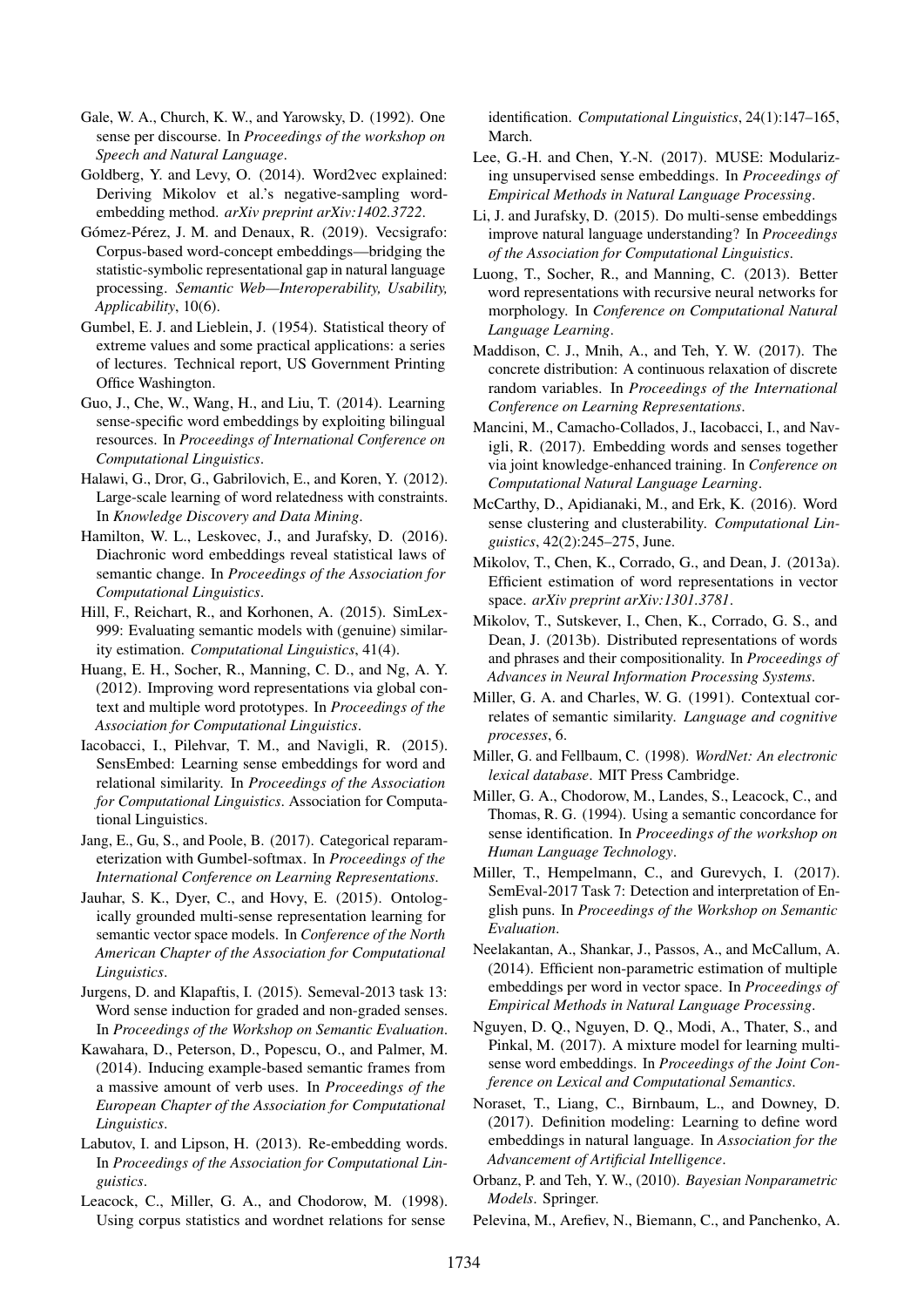Gale, W. A., Church, K. W., and Yarowsky, D. (1992). One sense per discourse. In *Proceedings of the workshop on Speech and Natural Language*.

Goldberg, Y. and Levy, O. (2014). Word2vec explained: Deriving Mikolov et al.'s negative-sampling word-embedding method. *arXiv preprint arXiv:1402.3722*.

Gómez-Pérez, J. M. and Denaux, R. (2019). Vecsigrafo: Corpus-based word-concept embeddings—bridging the statistic-symbolic representational gap in natural language processing. *Semantic Web—Interoperability, Usability, Applicability*, 10(6).

Gumbel, E. J. and Lieblein, J. (1954). Statistical theory of extreme values and some practical applications: a series of lectures. Technical report, US Government Printing Office Washington.

Guo, J., Che, W., Wang, H., and Liu, T. (2014). Learning sense-specific word embeddings by exploiting bilingual resources. In *Proceedings of International Conference on Computational Linguistics*.

Halawi, G., Dror, G., Gabrilovich, E., and Koren, Y. (2012). Large-scale learning of word relatedness with constraints. In *Knowledge Discovery and Data Mining*.

Hamilton, W. L., Leskovec, J., and Jurafsky, D. (2016). Diachronic word embeddings reveal statistical laws of semantic change. In *Proceedings of the Association for Computational Linguistics*.

Hill, F., Reichart, R., and Korhonen, A. (2015). SimLex-999: Evaluating semantic models with (genuine) similarity estimation. *Computational Linguistics*, 41(4).

Huang, E. H., Socher, R., Manning, C. D., and Ng, A. Y. (2012). Improving word representations via global context and multiple word prototypes. In *Proceedings of the Association for Computational Linguistics*.

Iacobacci, I., Pilehvar, T. M., and Navigli, R. (2015). SensEmbed: Learning sense embeddings for word and relational similarity. In *Proceedings of the Association for Computational Linguistics*. Association for Computational Linguistics.

Jang, E., Gu, S., and Poole, B. (2017). Categorical reparameterization with Gumbel-softmax. In *Proceedings of the International Conference on Learning Representations*.

Jauhar, S. K., Dyer, C., and Hovy, E. (2015). Ontologically grounded multi-sense representation learning for semantic vector space models. In *Conference of the North American Chapter of the Association for Computational Linguistics*.

Jurgens, D. and Klapaftis, I. (2015). Semeval-2013 task 13: Word sense induction for graded and non-graded senses. In *Proceedings of the Workshop on Semantic Evaluation*.

Kawahara, D., Peterson, D., Popescu, O., and Palmer, M. (2014). Inducing example-based semantic frames from a massive amount of verb uses. In *Proceedings of the European Chapter of the Association for Computational Linguistics*.

Labutov, I. and Lipson, H. (2013). Re-embedding words. In *Proceedings of the Association for Computational Linguistics*.

Leacock, C., Miller, G. A., and Chodorow, M. (1998). Using corpus statistics and wordnet relations for sense identification. *Computational Linguistics*, 24(1):147–165, March.

Lee, G.-H. and Chen, Y.-N. (2017). MUSE: Modularizing unsupervised sense embeddings. In *Proceedings of Empirical Methods in Natural Language Processing*.

Li, J. and Jurafsky, D. (2015). Do multi-sense embeddings improve natural language understanding? In *Proceedings of the Association for Computational Linguistics*.

Luong, T., Socher, R., and Manning, C. (2013). Better word representations with recursive neural networks for morphology. In *Conference on Computational Natural Language Learning*.

Maddison, C. J., Mnih, A., and Teh, Y. W. (2017). The concrete distribution: A continuous relaxation of discrete random variables. In *Proceedings of the International Conference on Learning Representations*.

Mancini, M., Camacho-Collados, J., Iacobacci, I., and Navigli, R. (2017). Embedding words and senses together via joint knowledge-enhanced training. In *Conference on Computational Natural Language Learning*.

McCarthy, D., Apidianaki, M., and Erk, K. (2016). Word sense clustering and clusterability. *Computational Linguistics*, 42(2):245–275, June.

Mikolov, T., Chen, K., Corrado, G., and Dean, J. (2013a). Efficient estimation of word representations in vector space. *arXiv preprint arXiv:1301.3781*.

Mikolov, T., Sutskever, I., Chen, K., Corrado, G. S., and Dean, J. (2013b). Distributed representations of words and phrases and their compositionality. In *Proceedings of Advances in Neural Information Processing Systems*.

Miller, G. A. and Charles, W. G. (1991). Contextual correlates of semantic similarity. *Language and cognitive processes*, 6.

Miller, G. and Fellbaum, C. (1998). *WordNet: An electronic lexical database*. MIT Press Cambridge.

Miller, G. A., Chodorow, M., Landes, S., Leacock, C., and Thomas, R. G. (1994). Using a semantic concordance for sense identification. In *Proceedings of the workshop on Human Language Technology*.

Miller, T., Hempelmann, C., and Gurevych, I. (2017). SemEval-2017 Task 7: Detection and interpretation of English puns. In *Proceedings of the Workshop on Semantic Evaluation*.

Neelakantan, A., Shankar, J., Passos, A., and McCallum, A. (2014). Efficient non-parametric estimation of multiple embeddings per word in vector space. In *Proceedings of Empirical Methods in Natural Language Processing*.

Nguyen, D. Q., Nguyen, D. Q., Modi, A., Thater, S., and Pinkal, M. (2017). A mixture model for learning multi-sense word embeddings. In *Proceedings of the Joint Conference on Lexical and Computational Semantics*.

Noraset, T., Liang, C., Birnbaum, L., and Downey, D. (2017). Definition modeling: Learning to define word embeddings in natural language. In *Association for the Advancement of Artificial Intelligence*.

Orbanz, P. and Teh, Y. W., (2010). *Bayesian Nonparametric Models*. Springer.

Pelevina, M., Arefiev, N., Biemann, C., and Panchenko, A.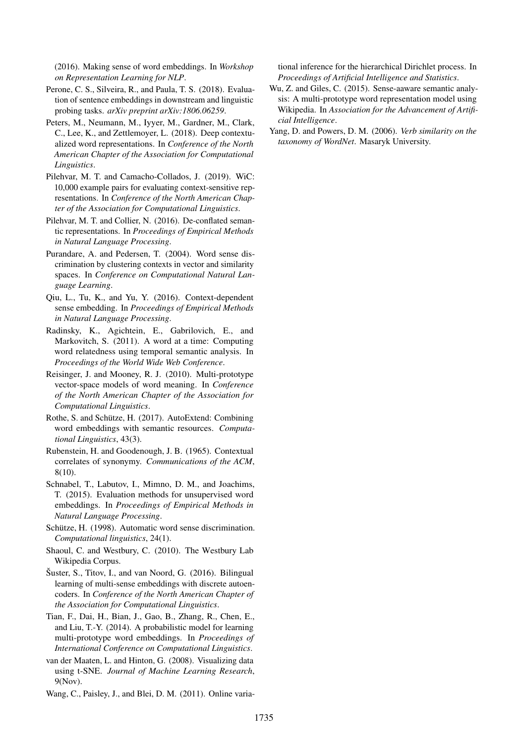(2016). Making sense of word embeddings. In *Workshop on Representation Learning for NLP*.

Perone, C. S., Silveira, R., and Paula, T. S. (2018). Evaluation of sentence embeddings in downstream and linguistic probing tasks. *arXiv preprint arXiv:1806.06259*.

Peters, M., Neumann, M., Iyyer, M., Gardner, M., Clark, C., Lee, K., and Zettlemoyer, L. (2018). Deep contextualized word representations. In *Conference of the North American Chapter of the Association for Computational Linguistics*.

Pilehvar, M. T. and Camacho-Collados, J. (2019). WiC: 10,000 example pairs for evaluating context-sensitive representations. In *Conference of the North American Chapter of the Association for Computational Linguistics*.

Pilehvar, M. T. and Collier, N. (2016). De-conflated semantic representations. In *Proceedings of Empirical Methods in Natural Language Processing*.

Purandare, A. and Pedersen, T. (2004). Word sense discrimination by clustering contexts in vector and similarity spaces. In *Conference on Computational Natural Language Learning*.

Qiu, L., Tu, K., and Yu, Y. (2016). Context-dependent sense embedding. In *Proceedings of Empirical Methods in Natural Language Processing*.

Radinsky, K., Agichtein, E., Gabrilovich, E., and Markovitch, S. (2011). A word at a time: Computing word relatedness using temporal semantic analysis. In *Proceedings of the World Wide Web Conference*.

Reisinger, J. and Mooney, R. J. (2010). Multi-prototype vector-space models of word meaning. In *Conference of the North American Chapter of the Association for Computational Linguistics*.

Rothe, S. and Schütze, H. (2017). AutoExtend: Combining word embeddings with semantic resources. *Computational Linguistics*, 43(3).

Rubenstein, H. and Goodenough, J. B. (1965). Contextual correlates of synonymy. *Communications of the ACM*, 8(10).

Schnabel, T., Labutov, I., Mimno, D. M., and Joachims, T. (2015). Evaluation methods for unsupervised word embeddings. In *Proceedings of Empirical Methods in Natural Language Processing*.

Schütze, H. (1998). Automatic word sense discrimination. *Computational linguistics*, 24(1).

Shaoul, C. and Westbury, C. (2010). The Westbury Lab Wikipedia Corpus.

Šuster, S., Titov, I., and van Noord, G. (2016). Bilingual learning of multi-sense embeddings with discrete autoencoders. In *Conference of the North American Chapter of the Association for Computational Linguistics*.

Tian, F., Dai, H., Bian, J., Gao, B., Zhang, R., Chen, E., and Liu, T.-Y. (2014). A probabilistic model for learning multi-prototype word embeddings. In *Proceedings of International Conference on Computational Linguistics*.

van der Maaten, L. and Hinton, G. (2008). Visualizing data using t-SNE. *Journal of Machine Learning Research*, 9(Nov).

Wang, C., Paisley, J., and Blei, D. M. (2011). Online variational inference for the hierarchical Dirichlet process. In *Proceedings of Artificial Intelligence and Statistics*.

Wu, Z. and Giles, C. (2015). Sense-aaware semantic analysis: A multi-prototype word representation model using Wikipedia. In *Association for the Advancement of Artificial Intelligence*.

Yang, D. and Powers, D. M. (2006). *Verb similarity on the taxonomy of WordNet*. Masaryk University.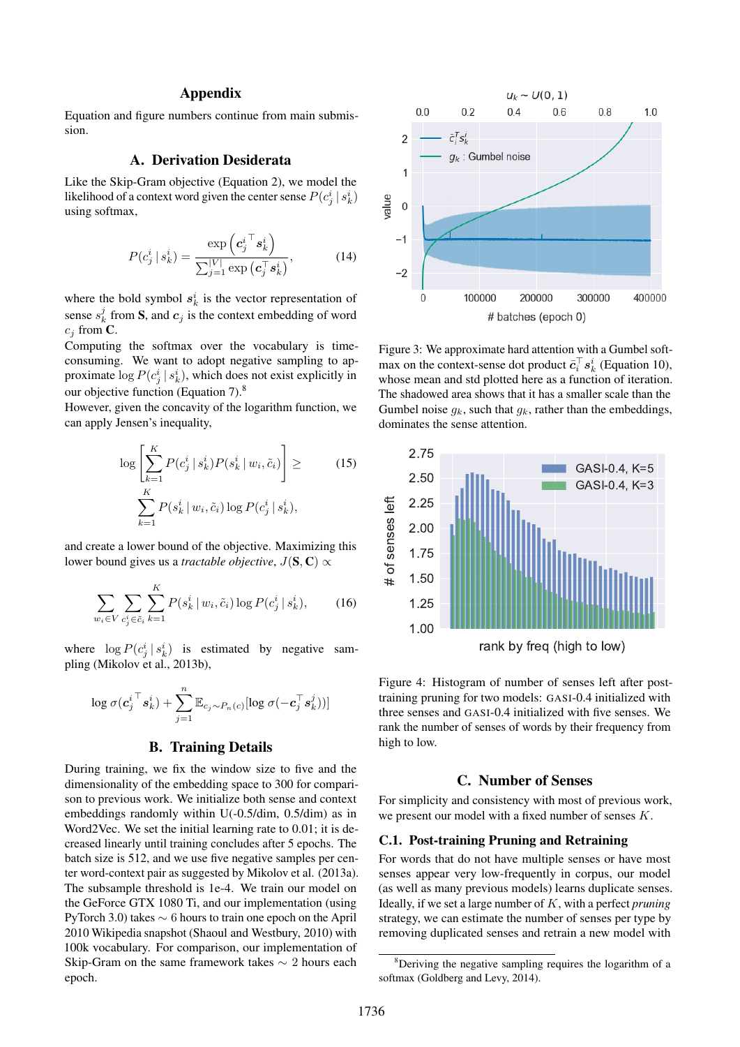# Appendix

Equation and figure numbers continue from main submission.

## A. Derivation Desiderata

Like the Skip-Gram objective (Equation 2), we model the likelihood of a context word given the center sense $P(c_j^i \mid s_k^i)$ using softmax,

$$P(c_j^i \mid s_k^i) = \frac{\exp\left(\boldsymbol{c}_j^{i\top} \boldsymbol{s}_k^i\right)}{\sum_{j=1}^{|V|} \exp\left(\boldsymbol{c}_j^\top \boldsymbol{s}_k^i\right)}, \tag{14}$$

where the bold symbol $\boldsymbol{s}_k^i$ is the vector representation of sense $s_k^j$ from $\mathbf{S}$, and $\boldsymbol{c}_j$ is the context embedding of word $c_j$ from $\mathbf{C}$.

Computing the softmax over the vocabulary is time-consuming. We want to adopt negative sampling to approximate $\log P(c_j^i \mid s_k^i)$, which does not exist explicitly in our objective function (Equation 7).[8]

However, given the concavity of the logarithm function, we can apply Jensen's inequality,

$$\log\left[\sum_{k=1}^{K} P(c_j^i \mid s_k^i) P(s_k^i \mid w_i, \tilde{c}_i)\right] \geq \sum_{k=1}^{K} P(s_k^i \mid w_i, \tilde{c}_i) \log P(c_j^i \mid s_k^i), \tag{15}$$

and create a lower bound of the objective. Maximizing this lower bound gives us a *tractable objective*, $J(\mathbf{S}, \mathbf{C}) \propto$

$$\sum_{w_i \in V} \sum_{c_j^i \in \tilde{c}_i} \sum_{k=1}^{K} P(s_k^i \mid w_i, \tilde{c}_i) \log P(c_j^i \mid s_k^i), \tag{16}$$

where $\log P(c_j^i \mid s_k^i)$ is estimated by negative sampling (Mikolov et al., 2013b),

$$\log \sigma(\boldsymbol{c}_j^{i\top} \boldsymbol{s}_k^i) + \sum_{j=1}^{n} \mathbb{E}_{c_j \sim P_n(c)}[\log \sigma(-\boldsymbol{c}_j^\top \boldsymbol{s}_k^j)]$$

## B. Training Details

During training, we fix the window size to five and the dimensionality of the embedding space to 300 for comparison to previous work. We initialize both sense and context embeddings randomly within U(-0.5/dim, 0.5/dim) as in Word2Vec. We set the initial learning rate to 0.01; it is decreased linearly until training concludes after 5 epochs. The batch size is 512, and we use five negative samples per center word-context pair as suggested by Mikolov et al. (2013a). The subsample threshold is 1e-4. We train our model on the GeForce GTX 1080 Ti, and our implementation (using PyTorch 3.0) takes $\sim$ 6 hours to train one epoch on the April 2010 Wikipedia snapshot (Shaoul and Westbury, 2010) with 100k vocabulary. For comparison, our implementation of Skip-Gram on the same framework takes $\sim$ 2 hours each epoch.

Figure 3: We approximate hard attention with a Gumbel softmax on the context-sense dot product $\bar{\boldsymbol{c}}_i^\top \boldsymbol{s}_k^i$ (Equation 10), whose mean and std plotted here as a function of iteration. The shadowed area shows that it has a smaller scale than the Gumbel noise $g_k$, such that $g_k$, rather than the embeddings, dominates the sense attention.

Figure 4: Histogram of number of senses left after post-training pruning for two models: GASI-0.4 initialized with three senses and GASI-0.4 initialized with five senses. We rank the number of senses of words by their frequency from high to low.

## C. Number of Senses

For simplicity and consistency with most of previous work, we present our model with a fixed number of senses $K$.

### C.1. Post-training Pruning and Retraining

For words that do not have multiple senses or have most senses appear very low-frequently in corpus, our model (as well as many previous models) learns duplicate senses. Ideally, if we set a large number of $K$, with a perfect *pruning* strategy, we can estimate the number of senses per type by removing duplicated senses and retrain a new model with

[8] Deriving the negative sampling requires the logarithm of a softmax (Goldberg and Levy, 2014).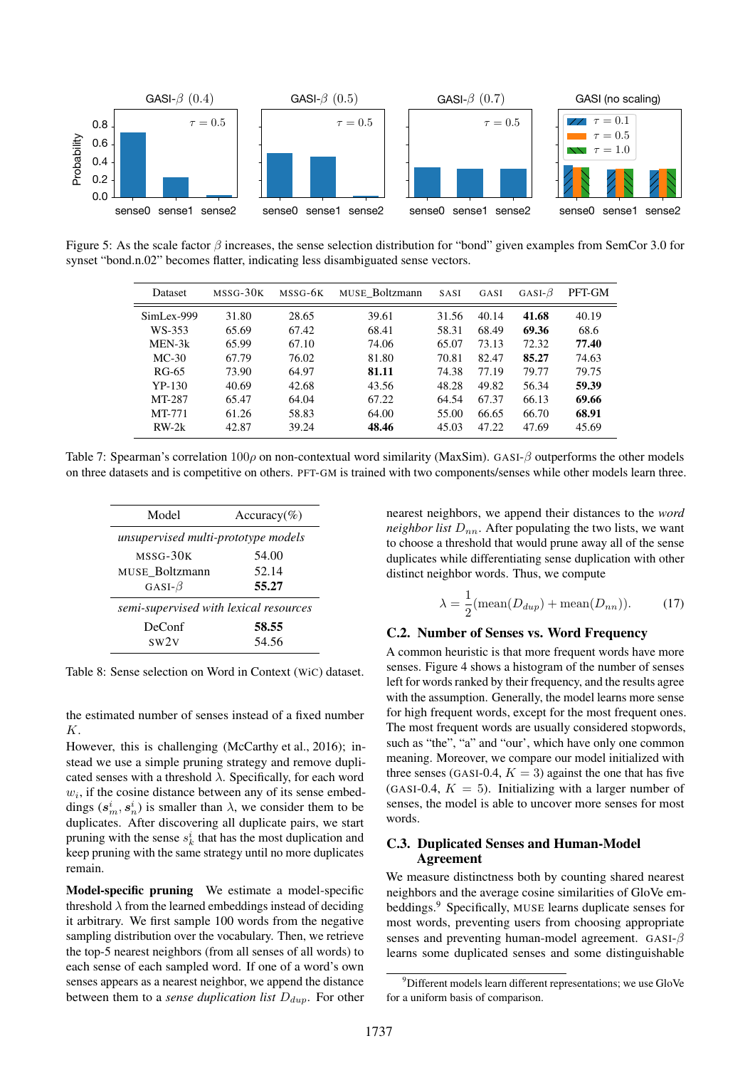Figure 5: As the scale factor $\beta$ increases, the sense selection distribution for "bond" given examples from SemCor 3.0 for synset "bond.n.02" becomes flatter, indicating less disambiguated sense vectors.

| Dataset | MSSG-30K | MSSG-6K | MUSE_Boltzmann | SASI | GASI | GASI-$\beta$ | PFT-GM |
|---|---|---|---|---|---|---|---|
| SimLex-999 | 31.80 | 28.65 | 39.61 | 31.56 | 40.14 | **41.68** | 40.19 |
| WS-353 | 65.69 | 67.42 | 68.41 | 58.31 | 68.49 | **69.36** | 68.6 |
| MEN-3k | 65.99 | 67.10 | 74.06 | 65.07 | 73.13 | 72.32 | **77.40** |
| MC-30 | 67.79 | 76.02 | 81.80 | 70.81 | 82.47 | **85.27** | 74.63 |
| RG-65 | 73.90 | 64.97 | **81.11** | 74.38 | 77.19 | 79.77 | 79.75 |
| YP-130 | 40.69 | 42.68 | 43.56 | 48.28 | 49.82 | 56.34 | **59.39** |
| MT-287 | 65.47 | 64.04 | 67.22 | 64.54 | 67.37 | 66.13 | **69.66** |
| MT-771 | 61.26 | 58.83 | 64.00 | 55.00 | 66.65 | 66.70 | **68.91** |
| RW-2k | 42.87 | 39.24 | **48.46** | 45.03 | 47.22 | 47.69 | 45.69 |

Table 7: Spearman's correlation $100\rho$ on non-contextual word similarity (MaxSim). GASI-$\beta$ outperforms the other models on three datasets and is competitive on others. PFT-GM is trained with two components/senses while other models learn three.

| Model | Accuracy(%) |
|---|---|
| *unsupervised multi-prototype models* | |
| MSSG-30K | 54.00 |
| MUSE_Boltzmann | 52.14 |
| GASI-$\beta$ | **55.27** |
| *semi-supervised with lexical resources* | |
| DeConf | **58.55** |
| SW2V | 54.56 |

Table 8: Sense selection on Word in Context (WiC) dataset.

the estimated number of senses instead of a fixed number $K$.

However, this is challenging (McCarthy et al., 2016); instead we use a simple pruning strategy and remove duplicated senses with a threshold $\lambda$. Specifically, for each word $w_i$, if the cosine distance between any of its sense embeddings $(\boldsymbol{s}^i_m, \boldsymbol{s}^i_n)$ is smaller than $\lambda$, we consider them to be duplicates. After discovering all duplicate pairs, we start pruning with the sense $s^i_k$ that has the most duplication and keep pruning with the same strategy until no more duplicates remain.

**Model-specific pruning** We estimate a model-specific threshold $\lambda$ from the learned embeddings instead of deciding it arbitrary. We first sample 100 words from the negative sampling distribution over the vocabulary. Then, we retrieve the top-5 nearest neighbors (from all senses of all words) to each sense of each sampled word. If one of a word's own senses appears as a nearest neighbor, we append the distance between them to a *sense duplication list* $D_{dup}$. For other nearest neighbors, we append their distances to the *word neighbor list* $D_{nn}$. After populating the two lists, we want to choose a threshold that would prune away all of the sense duplicates while differentiating sense duplication with other distinct neighbor words. Thus, we compute

$$\lambda = \frac{1}{2}(\text{mean}(D_{dup}) + \text{mean}(D_{nn})). \tag{17}$$

## C.2. Number of Senses vs. Word Frequency

A common heuristic is that more frequent words have more senses. Figure 4 shows a histogram of the number of senses left for words ranked by their frequency, and the results agree with the assumption. Generally, the model learns more sense for high frequent words, except for the most frequent ones. The most frequent words are usually considered stopwords, such as "the", "a" and "our", which have only one common meaning. Moreover, we compare our model initialized with three senses (GASI-0.4, $K = 3$) against the one that has five (GASI-0.4, $K = 5$). Initializing with a larger number of senses, the model is able to uncover more senses for most words.

## C.3. Duplicated Senses and Human-Model Agreement

We measure distinctness both by counting shared nearest neighbors and the average cosine similarities of GloVe embeddings.[9] Specifically, MUSE learns duplicate senses for most words, preventing users from choosing appropriate senses and preventing human-model agreement. GASI-$\beta$ learns some duplicated senses and some distinguishable

[9]Different models learn different representations; we use GloVe for a uniform basis of comparison.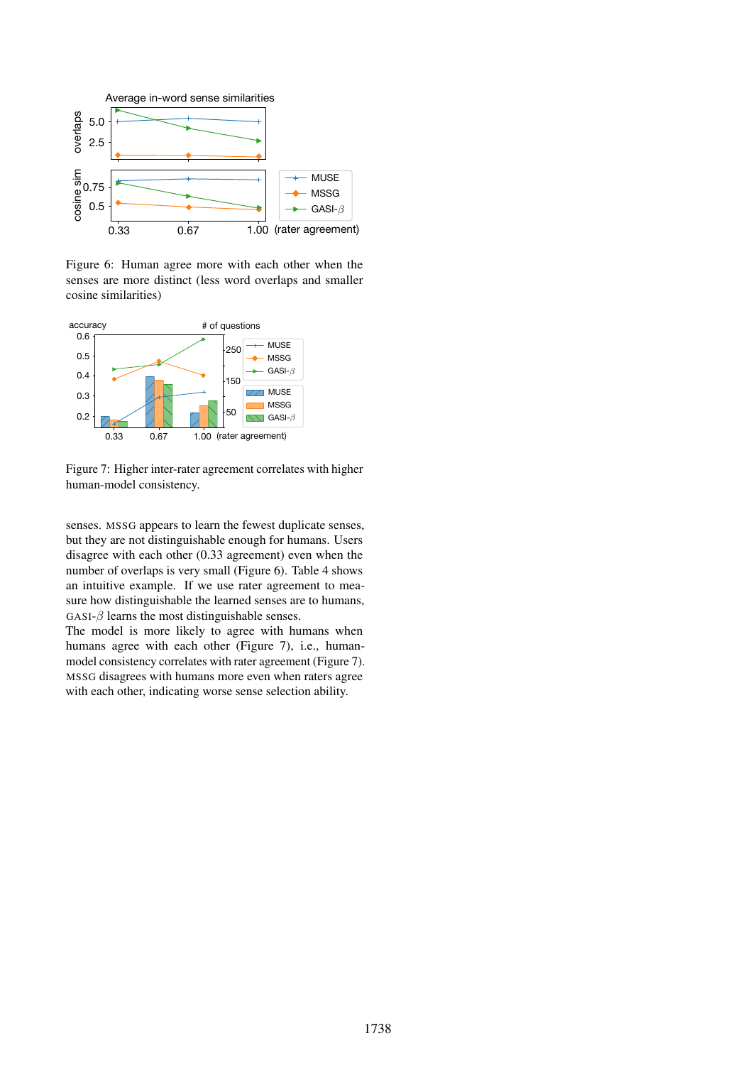Average in-word sense similarities

overlaps
5.0
2.5

cosine sim
0.75
0.5

0.33 0.67 1.00 (rater agreement)

MUSE
MSSG
GASI-$\beta$

Figure 6: Human agree more with each other when the senses are more distinct (less word overlaps and smaller cosine similarities)

accuracy
0.6
0.5
0.4
0.3
0.2

# of questions
250
150
50

0.33 0.67 1.00 (rater agreement)

MUSE
MSSG
GASI-$\beta$

MUSE
MSSG
GASI-$\beta$

Figure 7: Higher inter-rater agreement correlates with higher human-model consistency.

senses. MSSG appears to learn the fewest duplicate senses, but they are not distinguishable enough for humans. Users disagree with each other (0.33 agreement) even when the number of overlaps is very small (Figure 6). Table 4 shows an intuitive example. If we use rater agreement to measure how distinguishable the learned senses are to humans, GASI-$\beta$ learns the most distinguishable senses.

The model is more likely to agree with humans when humans agree with each other (Figure 7), i.e., human-model consistency correlates with rater agreement (Figure 7). MSSG disagrees with humans more even when raters agree with each other, indicating worse sense selection ability.